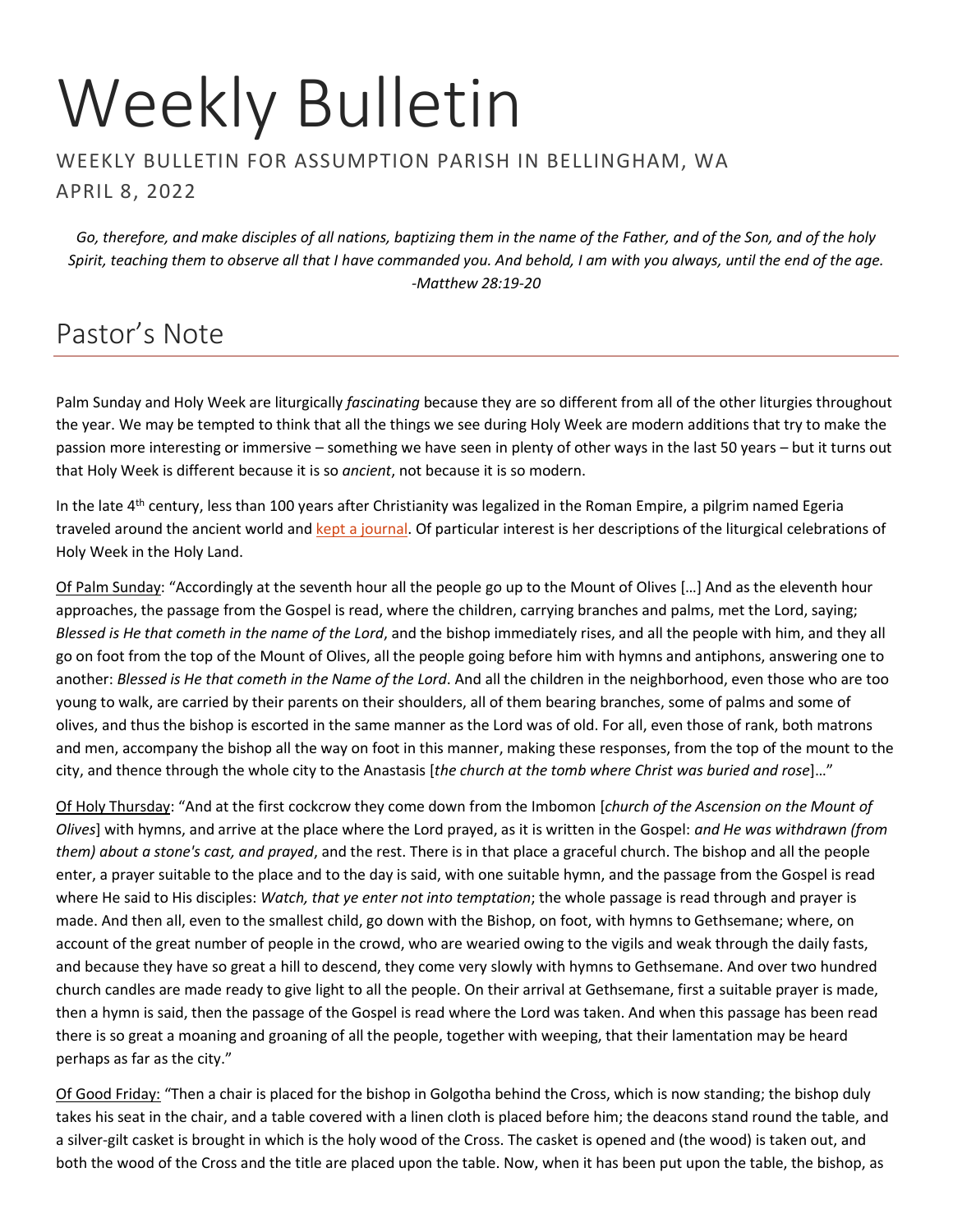# Weekly Bulletin

WEEKLY BULLETIN FOR ASSUMPTION PARISH IN BELLINGHAM, WA

APRIL 8, 2022

*Go, therefore, and make disciples of all nations, baptizing them in the name of the Father, and of the Son, and of the holy Spirit, teaching them to observe all that I have commanded you. And behold, I am with you always, until the end of the age. -Matthew 28:19-20*

## Pastor's Note

Palm Sunday and Holy Week are liturgically *fascinating* because they are so different from all of the other liturgies throughout the year. We may be tempted to think that all the things we see during Holy Week are modern additions that try to make the passion more interesting or immersive – something we have seen in plenty of other ways in the last 50 years – but it turns out that Holy Week is different because it is so *ancient*, not because it is so modern.

In the late 4th century, less than 100 years after Christianity was legalized in the Roman Empire, a pilgrim named Egeria traveled around the ancient world and kept a journal. Of particular interest is her descriptions of the liturgical celebrations of Holy Week in the Holy Land.

Of Palm Sunday: "Accordingly at the seventh hour all the people go up to the Mount of Olives […] And as the eleventh hour approaches, the passage from the Gospel is read, where the children, carrying branches and palms, met the Lord, saying; *Blessed is He that cometh in the name of the Lord*, and the bishop immediately rises, and all the people with him, and they all go on foot from the top of the Mount of Olives, all the people going before him with hymns and antiphons, answering one to another: *Blessed is He that cometh in the Name of the Lord*. And all the children in the neighborhood, even those who are too young to walk, are carried by their parents on their shoulders, all of them bearing branches, some of palms and some of olives, and thus the bishop is escorted in the same manner as the Lord was of old. For all, even those of rank, both matrons and men, accompany the bishop all the way on foot in this manner, making these responses, from the top of the mount to the city, and thence through the whole city to the Anastasis [*the church at the tomb where Christ was buried and rose*]…"

Of Holy Thursday: "And at the first cockcrow they come down from the Imbomon [*church of the Ascension on the Mount of Olives*] with hymns, and arrive at the place where the Lord prayed, as it is written in the Gospel: *and He was withdrawn (from them) about a stone's cast, and prayed*, and the rest. There is in that place a graceful church. The bishop and all the people enter, a prayer suitable to the place and to the day is said, with one suitable hymn, and the passage from the Gospel is read where He said to His disciples: *Watch, that ye enter not into temptation*; the whole passage is read through and prayer is made. And then all, even to the smallest child, go down with the Bishop, on foot, with hymns to Gethsemane; where, on account of the great number of people in the crowd, who are wearied owing to the vigils and weak through the daily fasts, and because they have so great a hill to descend, they come very slowly with hymns to Gethsemane. And over two hundred church candles are made ready to give light to all the people. On their arrival at Gethsemane, first a suitable prayer is made, then a hymn is said, then the passage of the Gospel is read where the Lord was taken. And when this passage has been read there is so great a moaning and groaning of all the people, together with weeping, that their lamentation may be heard perhaps as far as the city."

Of Good Friday: "Then a chair is placed for the bishop in Golgotha behind the Cross, which is now standing; the bishop duly takes his seat in the chair, and a table covered with a linen cloth is placed before him; the deacons stand round the table, and a silver-gilt casket is brought in which is the holy wood of the Cross. The casket is opened and (the wood) is taken out, and both the wood of the Cross and the title are placed upon the table. Now, when it has been put upon the table, the bishop, as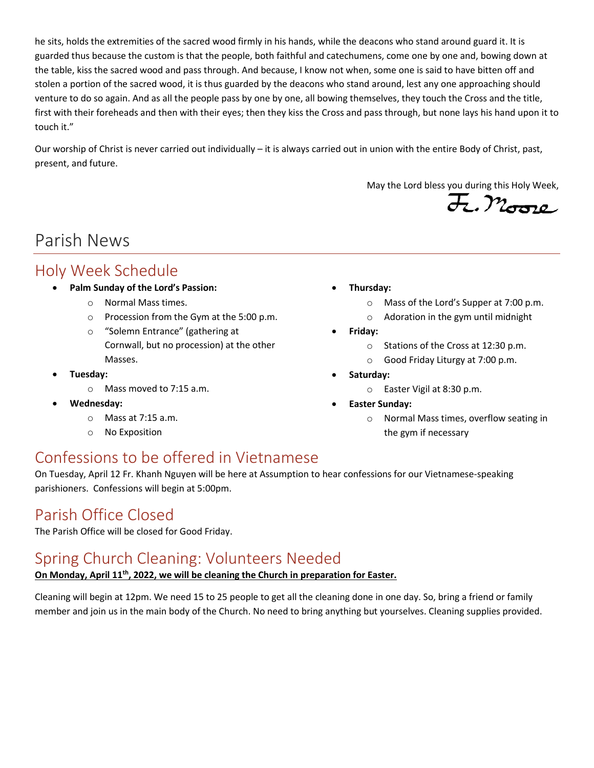he sits, holds the extremities of the sacred wood firmly in his hands, while the deacons who stand around guard it. It is guarded thus because the custom is that the people, both faithful and catechumens, come one by one and, bowing down at the table, kiss the sacred wood and pass through. And because, I know not when, some one is said to have bitten off and stolen a portion of the sacred wood, it is thus guarded by the deacons who stand around, lest any one approaching should venture to do so again. And as all the people pass by one by one, all bowing themselves, they touch the Cross and the title, first with their foreheads and then with their eyes; then they kiss the Cross and pass through, but none lays his hand upon it to touch it."

Our worship of Christ is never carried out individually – it is always carried out in union with the entire Body of Christ, past, present, and future.

May the Lord bless you during this Holy Week,

Fr. Moore

# Parish News

## Holy Week Schedule

- **Palm Sunday of the Lord's Passion:**
  - Normal Mass times.
  - Procession from the Gym at the 5:00 p.m.
  - "Solemn Entrance" (gathering at Cornwall, but no procession) at the other Masses.
- **Tuesday:**
  - Mass moved to 7:15 a.m.
- **Wednesday:**
  - Mass at 7:15 a.m.
  - No Exposition
- **Thursday:**
  - Mass of the Lord's Supper at 7:00 p.m.
  - Adoration in the gym until midnight
- **Friday:**
  - Stations of the Cross at 12:30 p.m.
  - Good Friday Liturgy at 7:00 p.m.
- **Saturday:**
  - Easter Vigil at 8:30 p.m.
- **Easter Sunday:**
  - Normal Mass times, overflow seating in the gym if necessary

## Confessions to be offered in Vietnamese

On Tuesday, April 12 Fr. Khanh Nguyen will be here at Assumption to hear confessions for our Vietnamese-speaking parishioners. Confessions will begin at 5:00pm.

## Parish Office Closed

The Parish Office will be closed for Good Friday.

## Spring Church Cleaning: Volunteers Needed

**On Monday, April 11th, 2022, we will be cleaning the Church in preparation for Easter.**

Cleaning will begin at 12pm. We need 15 to 25 people to get all the cleaning done in one day. So, bring a friend or family member and join us in the main body of the Church. No need to bring anything but yourselves. Cleaning supplies provided.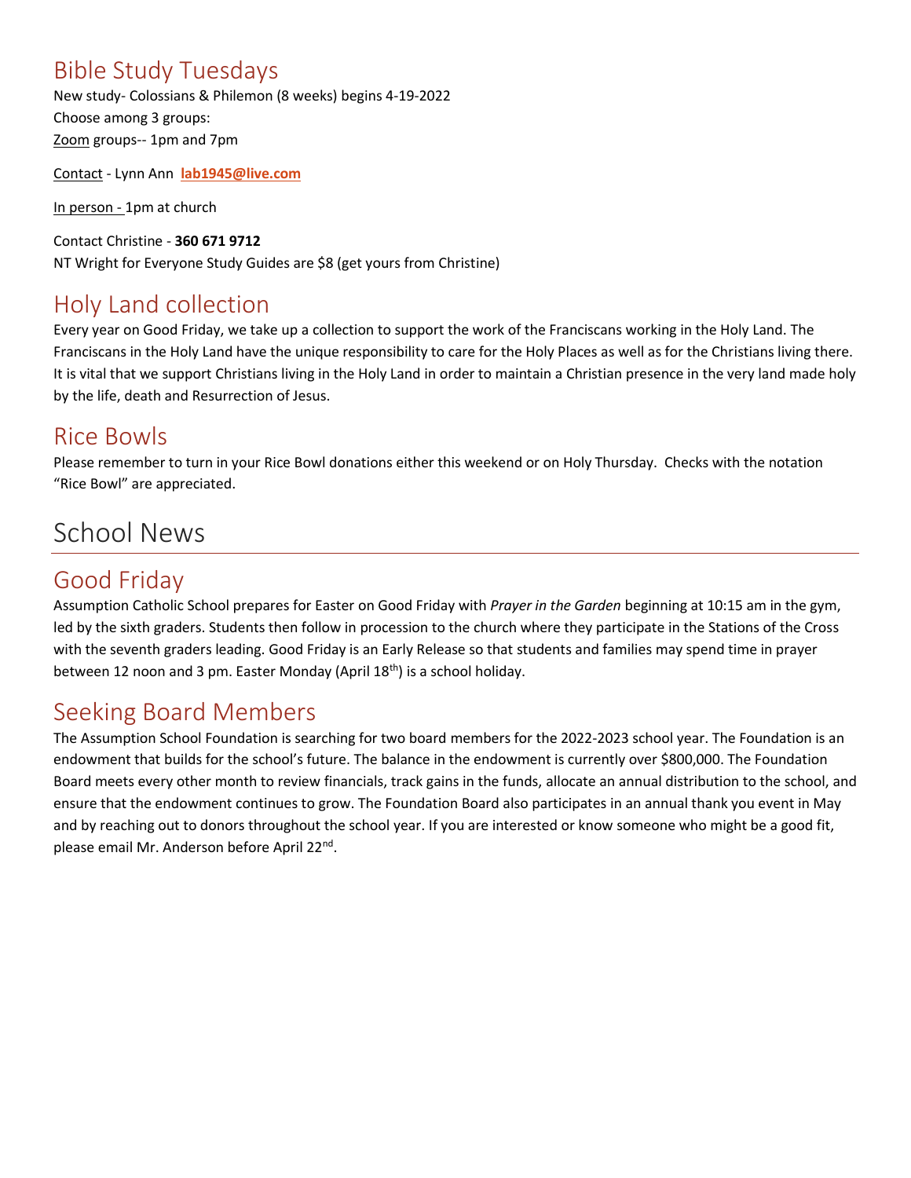## Bible Study Tuesdays

New study- Colossians & Philemon (8 weeks) begins 4-19-2022

Choose among 3 groups:

Zoom groups-- 1pm and 7pm

Contact - Lynn Ann **lab1945@live.com**

In person - 1pm at church

Contact Christine - **360 671 9712**

NT Wright for Everyone Study Guides are $8 (get yours from Christine)

## Holy Land collection

Every year on Good Friday, we take up a collection to support the work of the Franciscans working in the Holy Land. The Franciscans in the Holy Land have the unique responsibility to care for the Holy Places as well as for the Christians living there. It is vital that we support Christians living in the Holy Land in order to maintain a Christian presence in the very land made holy by the life, death and Resurrection of Jesus.

## Rice Bowls

Please remember to turn in your Rice Bowl donations either this weekend or on Holy Thursday. Checks with the notation "Rice Bowl" are appreciated.

# School News

## Good Friday

Assumption Catholic School prepares for Easter on Good Friday with *Prayer in the Garden* beginning at 10:15 am in the gym, led by the sixth graders. Students then follow in procession to the church where they participate in the Stations of the Cross with the seventh graders leading. Good Friday is an Early Release so that students and families may spend time in prayer between 12 noon and 3 pm. Easter Monday (April 18th) is a school holiday.

## Seeking Board Members

The Assumption School Foundation is searching for two board members for the 2022-2023 school year. The Foundation is an endowment that builds for the school's future. The balance in the endowment is currently over $800,000. The Foundation Board meets every other month to review financials, track gains in the funds, allocate an annual distribution to the school, and ensure that the endowment continues to grow. The Foundation Board also participates in an annual thank you event in May and by reaching out to donors throughout the school year. If you are interested or know someone who might be a good fit, please email Mr. Anderson before April 22nd.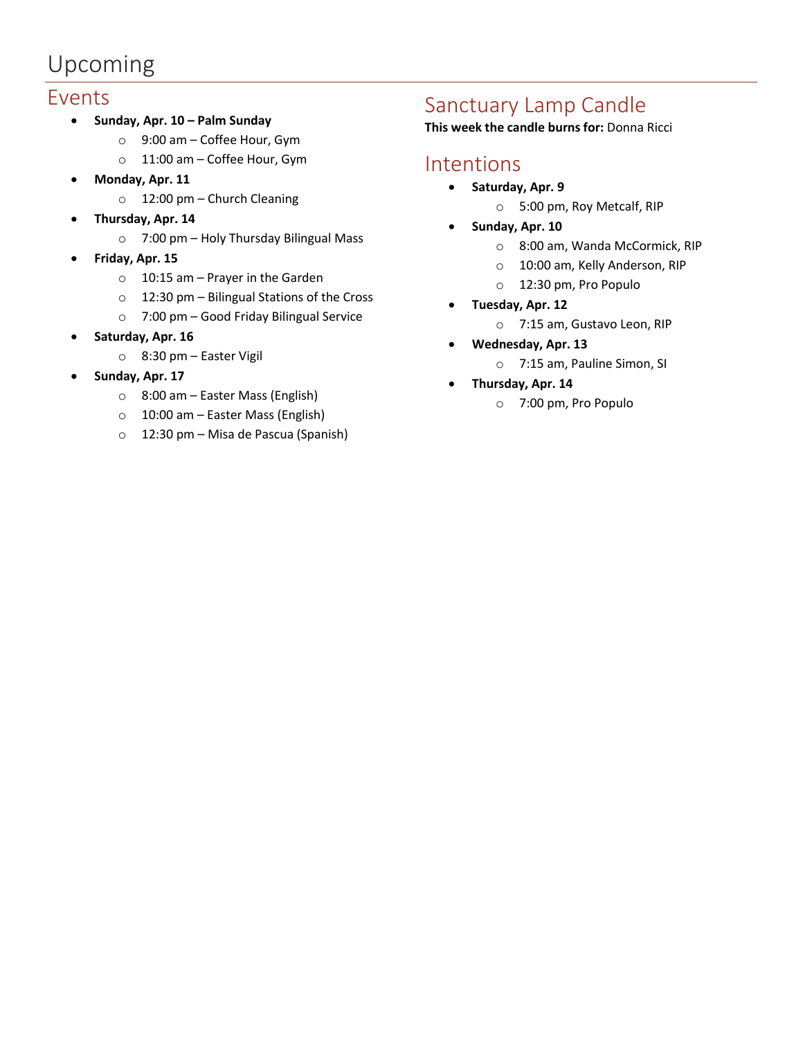# Upcoming

## Events

- **Sunday, Apr. 10 – Palm Sunday**
  - 9:00 am – Coffee Hour, Gym
  - 11:00 am – Coffee Hour, Gym
- **Monday, Apr. 11**
  - 12:00 pm – Church Cleaning
- **Thursday, Apr. 14**
  - 7:00 pm – Holy Thursday Bilingual Mass
- **Friday, Apr. 15**
  - 10:15 am – Prayer in the Garden
  - 12:30 pm – Bilingual Stations of the Cross
  - 7:00 pm – Good Friday Bilingual Service
- **Saturday, Apr. 16**
  - 8:30 pm – Easter Vigil
- **Sunday, Apr. 17**
  - 8:00 am – Easter Mass (English)
  - 10:00 am – Easter Mass (English)
  - 12:30 pm – Misa de Pascua (Spanish)

## Sanctuary Lamp Candle

**This week the candle burns for:** Donna Ricci

## Intentions

- **Saturday, Apr. 9**
  - 5:00 pm, Roy Metcalf, RIP
- **Sunday, Apr. 10**
  - 8:00 am, Wanda McCormick, RIP
  - 10:00 am, Kelly Anderson, RIP
  - 12:30 pm, Pro Populo
- **Tuesday, Apr. 12**
  - 7:15 am, Gustavo Leon, RIP
- **Wednesday, Apr. 13**
  - 7:15 am, Pauline Simon, SI
- **Thursday, Apr. 14**
  - 7:00 pm, Pro Populo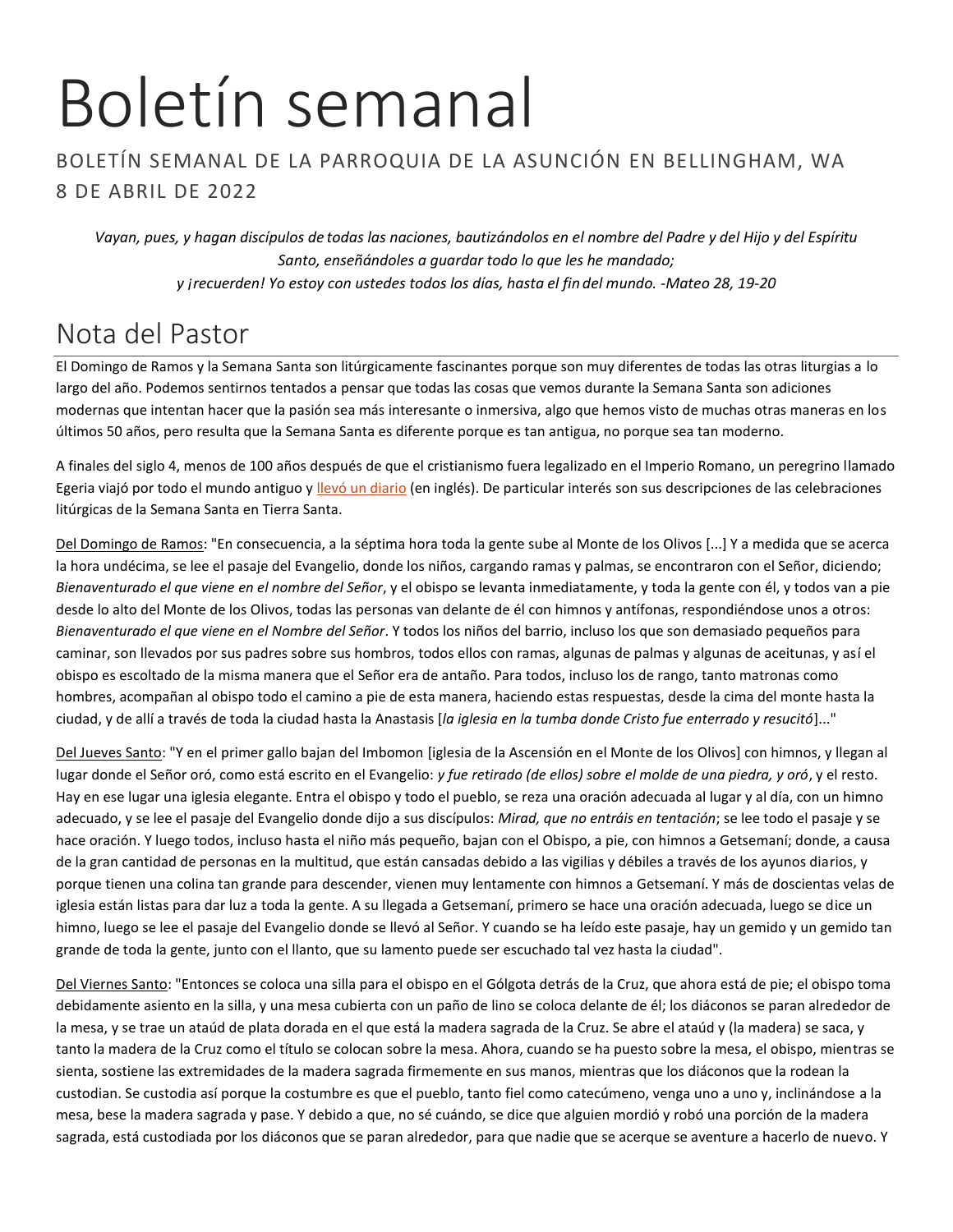# Boletín semanal

BOLETÍN SEMANAL DE LA PARROQUIA DE LA ASUNCIÓN EN BELLINGHAM, WA
8 DE ABRIL DE 2022

*Vayan, pues, y hagan discípulos de todas las naciones, bautizándolos en el nombre del Padre y del Hijo y del Espíritu Santo, enseñándoles a guardar todo lo que les he mandado;*
*y ¡recuerden! Yo estoy con ustedes todos los días, hasta el fin del mundo. -Mateo 28, 19-20*

## Nota del Pastor

El Domingo de Ramos y la Semana Santa son litúrgicamente fascinantes porque son muy diferentes de todas las otras liturgias a lo largo del año. Podemos sentirnos tentados a pensar que todas las cosas que vemos durante la Semana Santa son adiciones modernas que intentan hacer que la pasión sea más interesante o inmersiva, algo que hemos visto de muchas otras maneras en los últimos 50 años, pero resulta que la Semana Santa es diferente porque es tan antigua, no porque sea tan moderno.

A finales del siglo 4, menos de 100 años después de que el cristianismo fuera legalizado en el Imperio Romano, un peregrino llamado Egeria viajó por todo el mundo antiguo y llevó un diario (en inglés). De particular interés son sus descripciones de las celebraciones litúrgicas de la Semana Santa en Tierra Santa.

Del Domingo de Ramos: "En consecuencia, a la séptima hora toda la gente sube al Monte de los Olivos [...] Y a medida que se acerca la hora undécima, se lee el pasaje del Evangelio, donde los niños, cargando ramas y palmas, se encontraron con el Señor, diciendo; *Bienaventurado el que viene en el nombre del Señor*, y el obispo se levanta inmediatamente, y toda la gente con él, y todos van a pie desde lo alto del Monte de los Olivos, todas las personas van delante de él con himnos y antífonas, respondiéndose unos a otros: *Bienaventurado el que viene en el Nombre del Señor*. Y todos los niños del barrio, incluso los que son demasiado pequeños para caminar, son llevados por sus padres sobre sus hombros, todos ellos con ramas, algunas de palmas y algunas de aceitunas, y así el obispo es escoltado de la misma manera que el Señor era de antaño. Para todos, incluso los de rango, tanto matronas como hombres, acompañan al obispo todo el camino a pie de esta manera, haciendo estas respuestas, desde la cima del monte hasta la ciudad, y de allí a través de toda la ciudad hasta la Anastasis [*la iglesia en la tumba donde Cristo fue enterrado y resucitó*]..."

Del Jueves Santo: "Y en el primer gallo bajan del Imbomon [iglesia de la Ascensión en el Monte de los Olivos] con himnos, y llegan al lugar donde el Señor oró, como está escrito en el Evangelio: *y fue retirado (de ellos) sobre el molde de una piedra, y oró*, y el resto. Hay en ese lugar una iglesia elegante. Entra el obispo y todo el pueblo, se reza una oración adecuada al lugar y al día, con un himno adecuado, y se lee el pasaje del Evangelio donde dijo a sus discípulos: *Mirad, que no entráis en tentación*; se lee todo el pasaje y se hace oración. Y luego todos, incluso hasta el niño más pequeño, bajan con el Obispo, a pie, con himnos a Getsemaní; donde, a causa de la gran cantidad de personas en la multitud, que están cansadas debido a las vigilias y débiles a través de los ayunos diarios, y porque tienen una colina tan grande para descender, vienen muy lentamente con himnos a Getsemaní. Y más de doscientas velas de iglesia están listas para dar luz a toda la gente. A su llegada a Getsemaní, primero se hace una oración adecuada, luego se dice un himno, luego se lee el pasaje del Evangelio donde se llevó al Señor. Y cuando se ha leído este pasaje, hay un gemido y un gemido tan grande de toda la gente, junto con el llanto, que su lamento puede ser escuchado tal vez hasta la ciudad".

Del Viernes Santo: "Entonces se coloca una silla para el obispo en el Gólgota detrás de la Cruz, que ahora está de pie; el obispo toma debidamente asiento en la silla, y una mesa cubierta con un paño de lino se coloca delante de él; los diáconos se paran alrededor de la mesa, y se trae un ataúd de plata dorada en el que está la madera sagrada de la Cruz. Se abre el ataúd y (la madera) se saca, y tanto la madera de la Cruz como el título se colocan sobre la mesa. Ahora, cuando se ha puesto sobre la mesa, el obispo, mientras se sienta, sostiene las extremidades de la madera sagrada firmemente en sus manos, mientras que los diáconos que la rodean la custodian. Se custodia así porque la costumbre es que el pueblo, tanto fiel como catecúmeno, venga uno a uno y, inclinándose a la mesa, bese la madera sagrada y pase. Y debido a que, no sé cuándo, se dice que alguien mordió y robó una porción de la madera sagrada, está custodiada por los diáconos que se paran alrededor, para que nadie que se acerque se aventure a hacerlo de nuevo. Y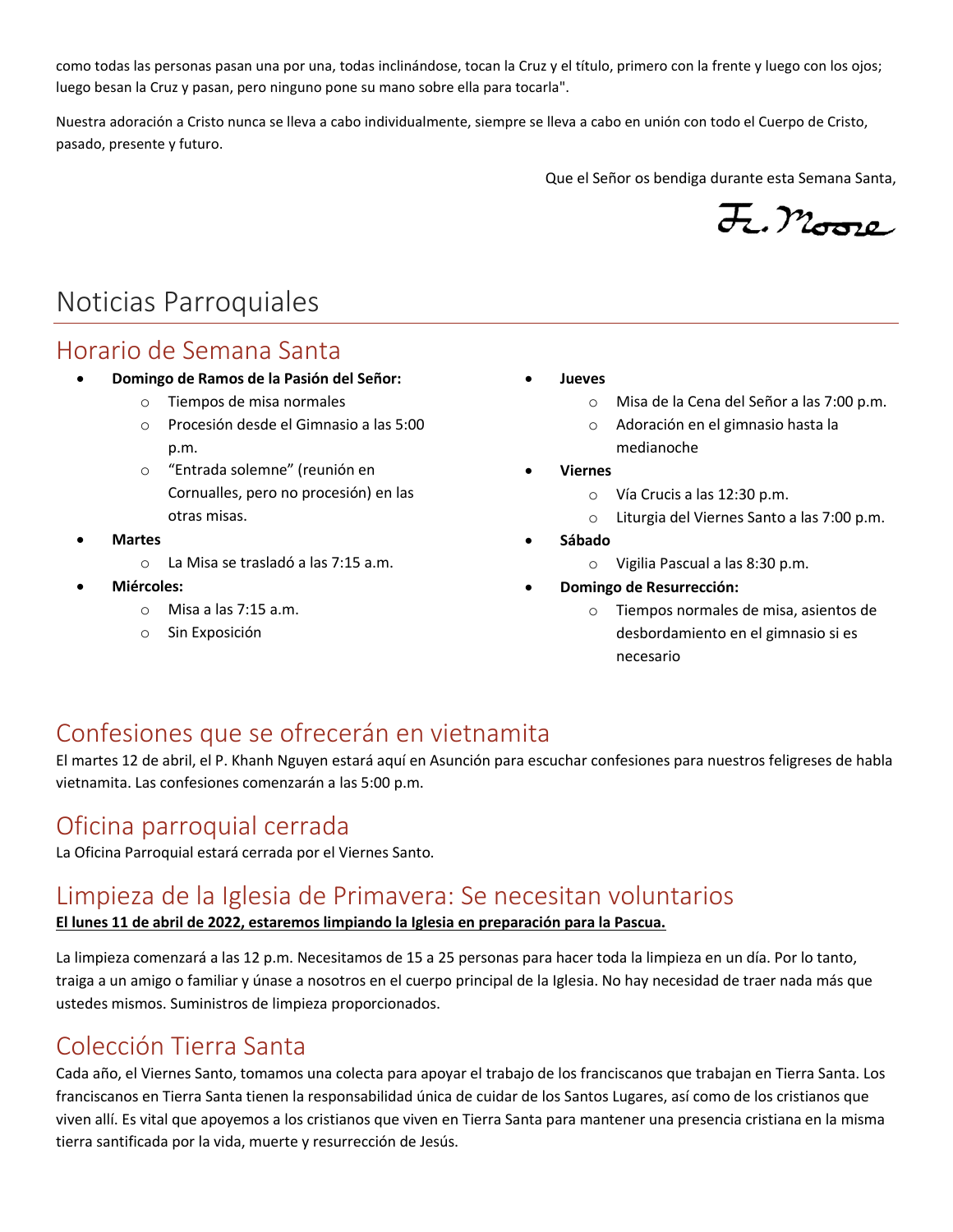como todas las personas pasan una por una, todas inclinándose, tocan la Cruz y el título, primero con la frente y luego con los ojos; luego besan la Cruz y pasan, pero ninguno pone su mano sobre ella para tocarla".

Nuestra adoración a Cristo nunca se lleva a cabo individualmente, siempre se lleva a cabo en unión con todo el Cuerpo de Cristo, pasado, presente y futuro.

Que el Señor os bendiga durante esta Semana Santa,

Fr. Moore

# Noticias Parroquiales

## Horario de Semana Santa

- **Domingo de Ramos de la Pasión del Señor:**
  - Tiempos de misa normales
  - Procesión desde el Gimnasio a las 5:00 p.m.
  - "Entrada solemne" (reunión en Cornualles, pero no procesión) en las otras misas.
- **Martes**
  - La Misa se trasladó a las 7:15 a.m.
- **Miércoles:**
  - Misa a las 7:15 a.m.
  - Sin Exposición
- **Jueves**
  - Misa de la Cena del Señor a las 7:00 p.m.
  - Adoración en el gimnasio hasta la medianoche
- **Viernes**
  - Vía Crucis a las 12:30 p.m.
  - Liturgia del Viernes Santo a las 7:00 p.m.
- **Sábado**
  - Vigilia Pascual a las 8:30 p.m.
- **Domingo de Resurrección:**
  - Tiempos normales de misa, asientos de desbordamiento en el gimnasio si es necesario

## Confesiones que se ofrecerán en vietnamita

El martes 12 de abril, el P. Khanh Nguyen estará aquí en Asunción para escuchar confesiones para nuestros feligreses de habla vietnamita. Las confesiones comenzarán a las 5:00 p.m.

## Oficina parroquial cerrada

La Oficina Parroquial estará cerrada por el Viernes Santo.

## Limpieza de la Iglesia de Primavera: Se necesitan voluntarios

**El lunes 11 de abril de 2022, estaremos limpiando la Iglesia en preparación para la Pascua.**

La limpieza comenzará a las 12 p.m. Necesitamos de 15 a 25 personas para hacer toda la limpieza en un día. Por lo tanto, traiga a un amigo o familiar y únase a nosotros en el cuerpo principal de la Iglesia. No hay necesidad de traer nada más que ustedes mismos. Suministros de limpieza proporcionados.

## Colección Tierra Santa

Cada año, el Viernes Santo, tomamos una colecta para apoyar el trabajo de los franciscanos que trabajan en Tierra Santa. Los franciscanos en Tierra Santa tienen la responsabilidad única de cuidar de los Santos Lugares, así como de los cristianos que viven allí. Es vital que apoyemos a los cristianos que viven en Tierra Santa para mantener una presencia cristiana en la misma tierra santificada por la vida, muerte y resurrección de Jesús.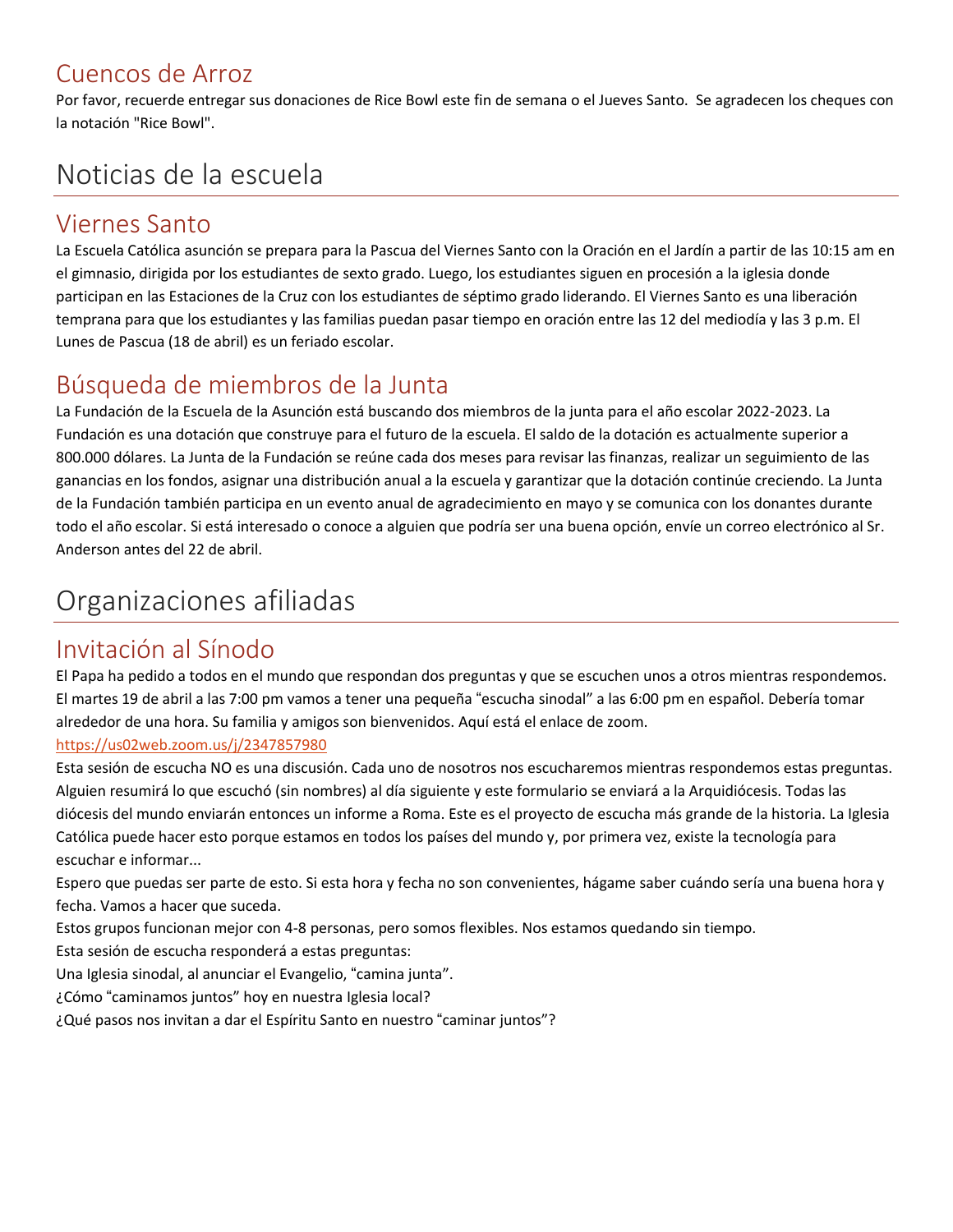## Cuencos de Arroz

Por favor, recuerde entregar sus donaciones de Rice Bowl este fin de semana o el Jueves Santo. Se agradecen los cheques con la notación "Rice Bowl".

# Noticias de la escuela

## Viernes Santo

La Escuela Católica asunción se prepara para la Pascua del Viernes Santo con la Oración en el Jardín a partir de las 10:15 am en el gimnasio, dirigida por los estudiantes de sexto grado. Luego, los estudiantes siguen en procesión a la iglesia donde participan en las Estaciones de la Cruz con los estudiantes de séptimo grado liderando. El Viernes Santo es una liberación temprana para que los estudiantes y las familias puedan pasar tiempo en oración entre las 12 del mediodía y las 3 p.m. El Lunes de Pascua (18 de abril) es un feriado escolar.

## Búsqueda de miembros de la Junta

La Fundación de la Escuela de la Asunción está buscando dos miembros de la junta para el año escolar 2022-2023. La Fundación es una dotación que construye para el futuro de la escuela. El saldo de la dotación es actualmente superior a 800.000 dólares. La Junta de la Fundación se reúne cada dos meses para revisar las finanzas, realizar un seguimiento de las ganancias en los fondos, asignar una distribución anual a la escuela y garantizar que la dotación continúe creciendo. La Junta de la Fundación también participa en un evento anual de agradecimiento en mayo y se comunica con los donantes durante todo el año escolar. Si está interesado o conoce a alguien que podría ser una buena opción, envíe un correo electrónico al Sr. Anderson antes del 22 de abril.

# Organizaciones afiliadas

## Invitación al Sínodo

El Papa ha pedido a todos en el mundo que respondan dos preguntas y que se escuchen unos a otros mientras respondemos. El martes 19 de abril a las 7:00 pm vamos a tener una pequeña "escucha sinodal" a las 6:00 pm en español. Debería tomar alrededor de una hora. Su familia y amigos son bienvenidos. Aquí está el enlace de zoom.

https://us02web.zoom.us/j/2347857980

Esta sesión de escucha NO es una discusión. Cada uno de nosotros nos escucharemos mientras respondemos estas preguntas. Alguien resumirá lo que escuchó (sin nombres) al día siguiente y este formulario se enviará a la Arquidiócesis. Todas las diócesis del mundo enviarán entonces un informe a Roma. Este es el proyecto de escucha más grande de la historia. La Iglesia Católica puede hacer esto porque estamos en todos los países del mundo y, por primera vez, existe la tecnología para escuchar e informar...

Espero que puedas ser parte de esto. Si esta hora y fecha no son convenientes, hágame saber cuándo sería una buena hora y fecha. Vamos a hacer que suceda.

Estos grupos funcionan mejor con 4-8 personas, pero somos flexibles. Nos estamos quedando sin tiempo.

Esta sesión de escucha responderá a estas preguntas:

Una Iglesia sinodal, al anunciar el Evangelio, "camina junta".

¿Cómo "caminamos juntos" hoy en nuestra Iglesia local?

¿Qué pasos nos invitan a dar el Espíritu Santo en nuestro "caminar juntos"?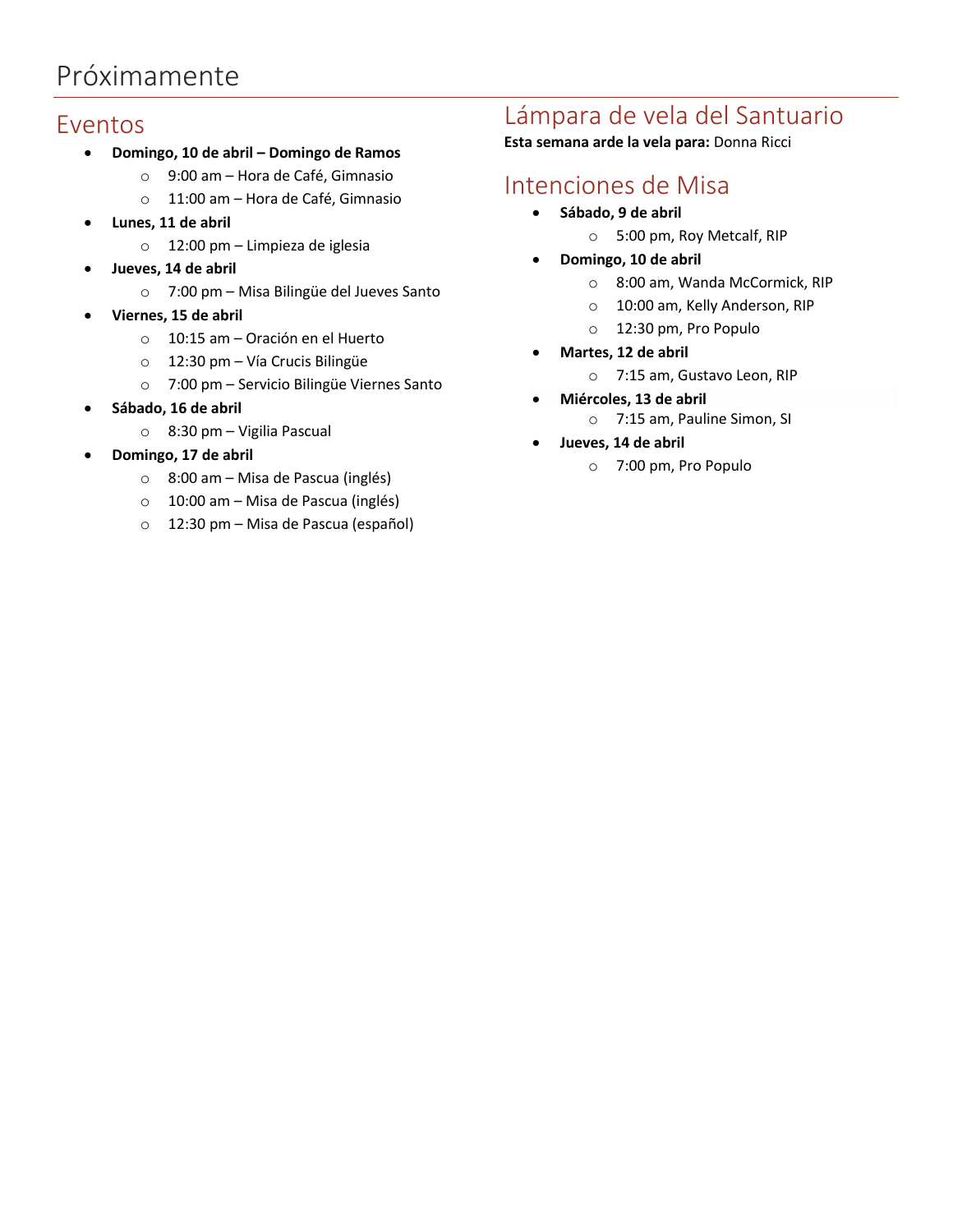# Próximamente

## Eventos

- **Domingo, 10 de abril – Domingo de Ramos**
  - 9:00 am – Hora de Café, Gimnasio
  - 11:00 am – Hora de Café, Gimnasio
- **Lunes, 11 de abril**
  - 12:00 pm – Limpieza de iglesia
- **Jueves, 14 de abril**
  - 7:00 pm – Misa Bilingüe del Jueves Santo
- **Viernes, 15 de abril**
  - 10:15 am – Oración en el Huerto
  - 12:30 pm – Vía Crucis Bilingüe
  - 7:00 pm – Servicio Bilingüe Viernes Santo
- **Sábado, 16 de abril**
  - 8:30 pm – Vigilia Pascual
- **Domingo, 17 de abril**
  - 8:00 am – Misa de Pascua (inglés)
  - 10:00 am – Misa de Pascua (inglés)
  - 12:30 pm – Misa de Pascua (español)

## Lámpara de vela del Santuario

**Esta semana arde la vela para:** Donna Ricci

## Intenciones de Misa

- **Sábado, 9 de abril**
  - 5:00 pm, Roy Metcalf, RIP
- **Domingo, 10 de abril**
  - 8:00 am, Wanda McCormick, RIP
  - 10:00 am, Kelly Anderson, RIP
  - 12:30 pm, Pro Populo
- **Martes, 12 de abril**
  - 7:15 am, Gustavo Leon, RIP
- **Miércoles, 13 de abril**
  - 7:15 am, Pauline Simon, SI
- **Jueves, 14 de abril**
  - 7:00 pm, Pro Populo